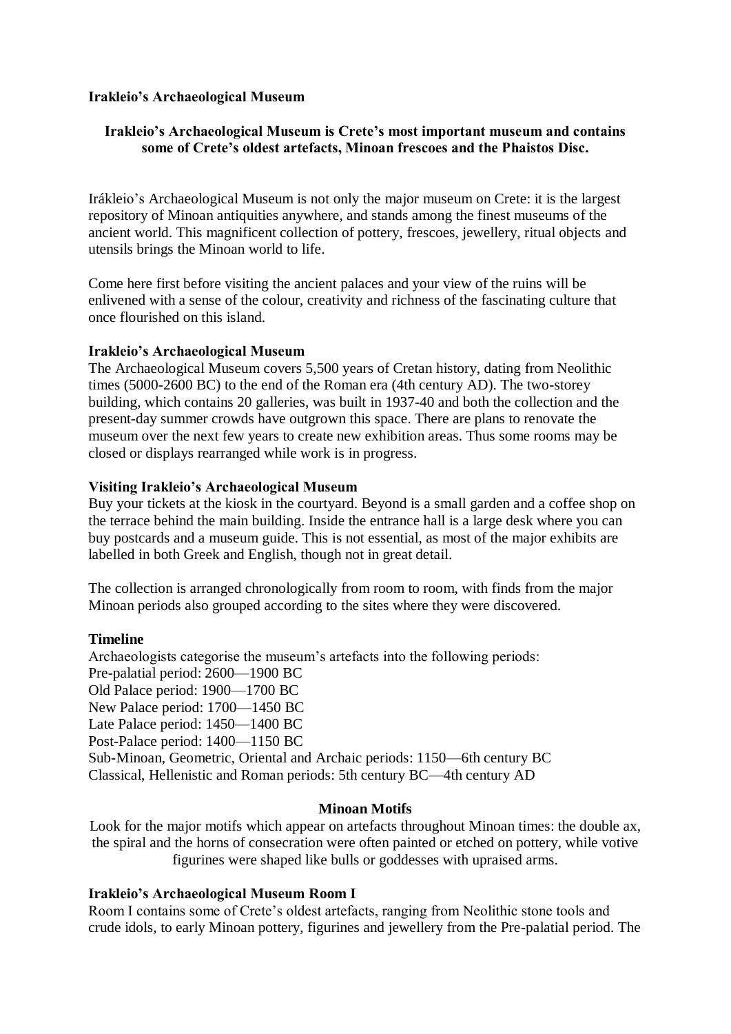**Irakleio's Archaeological Museum**

**Irakleio's Archaeological Museum is Crete's most important museum and contains some of Crete's oldest artefacts, Minoan frescoes and the Phaistos Disc.**

Irákleio's Archaeological Museum is not only the major museum on Crete: it is the largest repository of Minoan antiquities anywhere, and stands among the finest museums of the ancient world. This magnificent collection of pottery, frescoes, jewellery, ritual objects and utensils brings the Minoan world to life.

Come here first before visiting the ancient palaces and your view of the ruins will be enlivened with a sense of the colour, creativity and richness of the fascinating culture that once flourished on this island.

**Irakleio's Archaeological Museum**

The Archaeological Museum covers 5,500 years of Cretan history, dating from Neolithic times (5000-2600 BC) to the end of the Roman era (4th century AD). The two-storey building, which contains 20 galleries, was built in 1937-40 and both the collection and the present-day summer crowds have outgrown this space. There are plans to renovate the museum over the next few years to create new exhibition areas. Thus some rooms may be closed or displays rearranged while work is in progress.

**Visiting Irakleio's Archaeological Museum**

Buy your tickets at the kiosk in the courtyard. Beyond is a small garden and a coffee shop on the terrace behind the main building. Inside the entrance hall is a large desk where you can buy postcards and a museum guide. This is not essential, as most of the major exhibits are labelled in both Greek and English, though not in great detail.

The collection is arranged chronologically from room to room, with finds from the major Minoan periods also grouped according to the sites where they were discovered.

**Timeline**

Archaeologists categorise the museum's artefacts into the following periods:
Pre-palatial period: 2600—1900 BC
Old Palace period: 1900—1700 BC
New Palace period: 1700—1450 BC
Late Palace period: 1450—1400 BC
Post-Palace period: 1400—1150 BC
Sub-Minoan, Geometric, Oriental and Archaic periods: 1150—6th century BC
Classical, Hellenistic and Roman periods: 5th century BC—4th century AD

**Minoan Motifs**

Look for the major motifs which appear on artefacts throughout Minoan times: the double ax, the spiral and the horns of consecration were often painted or etched on pottery, while votive figurines were shaped like bulls or goddesses with upraised arms.

**Irakleio's Archaeological Museum Room I**

Room I contains some of Crete's oldest artefacts, ranging from Neolithic stone tools and crude idols, to early Minoan pottery, figurines and jewellery from the Pre-palatial period. The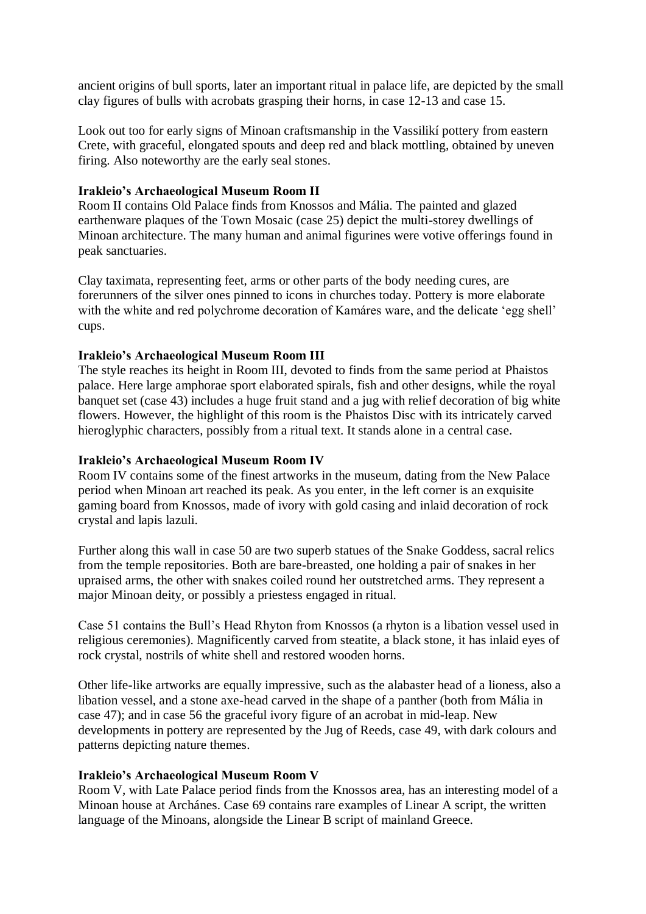ancient origins of bull sports, later an important ritual in palace life, are depicted by the small clay figures of bulls with acrobats grasping their horns, in case 12-13 and case 15.

Look out too for early signs of Minoan craftsmanship in the Vassilikí pottery from eastern Crete, with graceful, elongated spouts and deep red and black mottling, obtained by uneven firing. Also noteworthy are the early seal stones.

**Irakleio's Archaeological Museum Room II**

Room II contains Old Palace finds from Knossos and Mália. The painted and glazed earthenware plaques of the Town Mosaic (case 25) depict the multi-storey dwellings of Minoan architecture. The many human and animal figurines were votive offerings found in peak sanctuaries.

Clay taximata, representing feet, arms or other parts of the body needing cures, are forerunners of the silver ones pinned to icons in churches today. Pottery is more elaborate with the white and red polychrome decoration of Kamáres ware, and the delicate 'egg shell' cups.

**Irakleio's Archaeological Museum Room III**

The style reaches its height in Room III, devoted to finds from the same period at Phaistos palace. Here large amphorae sport elaborated spirals, fish and other designs, while the royal banquet set (case 43) includes a huge fruit stand and a jug with relief decoration of big white flowers. However, the highlight of this room is the Phaistos Disc with its intricately carved hieroglyphic characters, possibly from a ritual text. It stands alone in a central case.

**Irakleio's Archaeological Museum Room IV**

Room IV contains some of the finest artworks in the museum, dating from the New Palace period when Minoan art reached its peak. As you enter, in the left corner is an exquisite gaming board from Knossos, made of ivory with gold casing and inlaid decoration of rock crystal and lapis lazuli.

Further along this wall in case 50 are two superb statues of the Snake Goddess, sacral relics from the temple repositories. Both are bare-breasted, one holding a pair of snakes in her upraised arms, the other with snakes coiled round her outstretched arms. They represent a major Minoan deity, or possibly a priestess engaged in ritual.

Case 51 contains the Bull's Head Rhyton from Knossos (a rhyton is a libation vessel used in religious ceremonies). Magnificently carved from steatite, a black stone, it has inlaid eyes of rock crystal, nostrils of white shell and restored wooden horns.

Other life-like artworks are equally impressive, such as the alabaster head of a lioness, also a libation vessel, and a stone axe-head carved in the shape of a panther (both from Mália in case 47); and in case 56 the graceful ivory figure of an acrobat in mid-leap. New developments in pottery are represented by the Jug of Reeds, case 49, with dark colours and patterns depicting nature themes.

**Irakleio's Archaeological Museum Room V**

Room V, with Late Palace period finds from the Knossos area, has an interesting model of a Minoan house at Archánes. Case 69 contains rare examples of Linear A script, the written language of the Minoans, alongside the Linear B script of mainland Greece.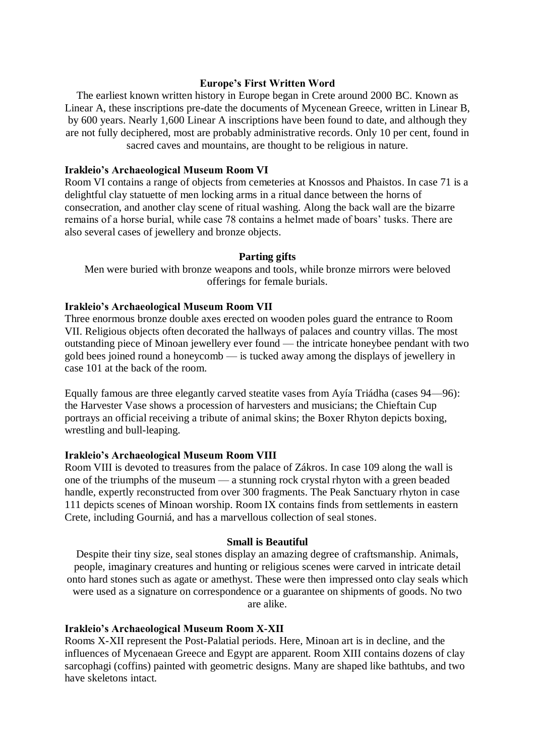## Europe's First Written Word

The earliest known written history in Europe began in Crete around 2000 BC. Known as Linear A, these inscriptions pre-date the documents of Mycenean Greece, written in Linear B, by 600 years. Nearly 1,600 Linear A inscriptions have been found to date, and although they are not fully deciphered, most are probably administrative records. Only 10 per cent, found in sacred caves and mountains, are thought to be religious in nature.

## Irakleio's Archaeological Museum Room VI

Room VI contains a range of objects from cemeteries at Knossos and Phaistos. In case 71 is a delightful clay statuette of men locking arms in a ritual dance between the horns of consecration, and another clay scene of ritual washing. Along the back wall are the bizarre remains of a horse burial, while case 78 contains a helmet made of boars' tusks. There are also several cases of jewellery and bronze objects.

## Parting gifts

Men were buried with bronze weapons and tools, while bronze mirrors were beloved offerings for female burials.

## Irakleio's Archaeological Museum Room VII

Three enormous bronze double axes erected on wooden poles guard the entrance to Room VII. Religious objects often decorated the hallways of palaces and country villas. The most outstanding piece of Minoan jewellery ever found — the intricate honeybee pendant with two gold bees joined round a honeycomb — is tucked away among the displays of jewellery in case 101 at the back of the room.

Equally famous are three elegantly carved steatite vases from Ayía Triádha (cases 94—96): the Harvester Vase shows a procession of harvesters and musicians; the Chieftain Cup portrays an official receiving a tribute of animal skins; the Boxer Rhyton depicts boxing, wrestling and bull-leaping.

## Irakleio's Archaeological Museum Room VIII

Room VIII is devoted to treasures from the palace of Zákros. In case 109 along the wall is one of the triumphs of the museum — a stunning rock crystal rhyton with a green beaded handle, expertly reconstructed from over 300 fragments. The Peak Sanctuary rhyton in case 111 depicts scenes of Minoan worship. Room IX contains finds from settlements in eastern Crete, including Gourniá, and has a marvellous collection of seal stones.

## Small is Beautiful

Despite their tiny size, seal stones display an amazing degree of craftsmanship. Animals, people, imaginary creatures and hunting or religious scenes were carved in intricate detail onto hard stones such as agate or amethyst. These were then impressed onto clay seals which were used as a signature on correspondence or a guarantee on shipments of goods. No two are alike.

## Irakleio's Archaeological Museum Room X-XII

Rooms X-XII represent the Post-Palatial periods. Here, Minoan art is in decline, and the influences of Mycenaean Greece and Egypt are apparent. Room XIII contains dozens of clay sarcophagi (coffins) painted with geometric designs. Many are shaped like bathtubs, and two have skeletons intact.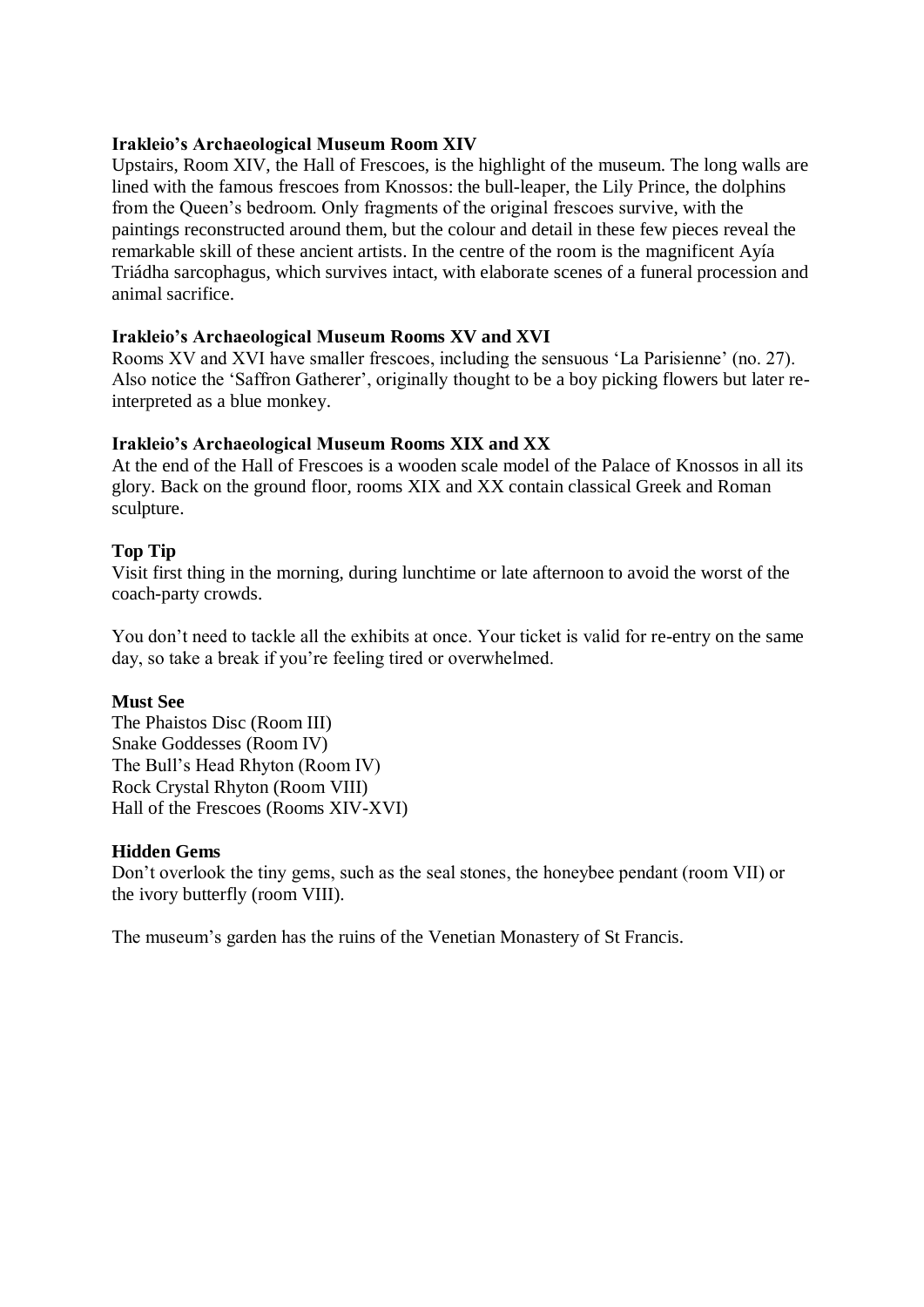### Irakleio's Archaeological Museum Room XIV

Upstairs, Room XIV, the Hall of Frescoes, is the highlight of the museum. The long walls are lined with the famous frescoes from Knossos: the bull-leaper, the Lily Prince, the dolphins from the Queen's bedroom. Only fragments of the original frescoes survive, with the paintings reconstructed around them, but the colour and detail in these few pieces reveal the remarkable skill of these ancient artists. In the centre of the room is the magnificent Ayía Triádha sarcophagus, which survives intact, with elaborate scenes of a funeral procession and animal sacrifice.

### Irakleio's Archaeological Museum Rooms XV and XVI

Rooms XV and XVI have smaller frescoes, including the sensuous 'La Parisienne' (no. 27). Also notice the 'Saffron Gatherer', originally thought to be a boy picking flowers but later re-interpreted as a blue monkey.

### Irakleio's Archaeological Museum Rooms XIX and XX

At the end of the Hall of Frescoes is a wooden scale model of the Palace of Knossos in all its glory. Back on the ground floor, rooms XIX and XX contain classical Greek and Roman sculpture.

### Top Tip

Visit first thing in the morning, during lunchtime or late afternoon to avoid the worst of the coach-party crowds.

You don't need to tackle all the exhibits at once. Your ticket is valid for re-entry on the same day, so take a break if you're feeling tired or overwhelmed.

### Must See

The Phaistos Disc (Room III)
Snake Goddesses (Room IV)
The Bull's Head Rhyton (Room IV)
Rock Crystal Rhyton (Room VIII)
Hall of the Frescoes (Rooms XIV-XVI)

### Hidden Gems

Don't overlook the tiny gems, such as the seal stones, the honeybee pendant (room VII) or the ivory butterfly (room VIII).

The museum's garden has the ruins of the Venetian Monastery of St Francis.